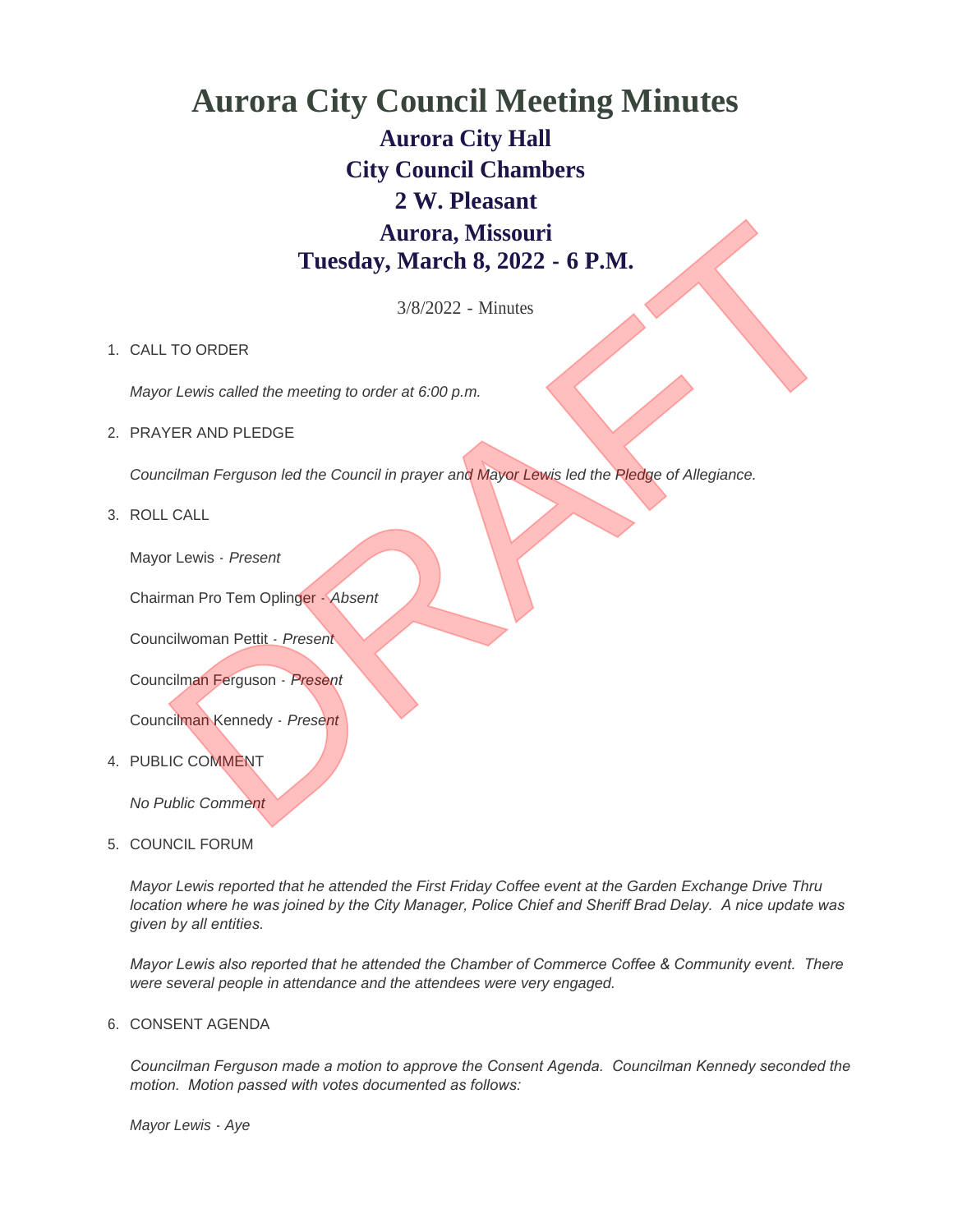# Aurora City Council Meeting Minutes

## Aurora City Hall
## City Council Chambers
## 2 W. Pleasant
## Aurora, Missouri
## Tuesday, March 8, 2022 - 6 P.M.

3/8/2022 - Minutes

1. CALL TO ORDER

   *Mayor Lewis called the meeting to order at 6:00 p.m.*

2. PRAYER AND PLEDGE

   *Councilman Ferguson led the Council in prayer and Mayor Lewis led the Pledge of Allegiance.*

3. ROLL CALL

   Mayor Lewis - *Present*

   Chairman Pro Tem Oplinger - *Absent*

   Councilwoman Pettit - *Present*

   Councilman Ferguson - *Present*

   Councilman Kennedy - *Present*

4. PUBLIC COMMENT

   *No Public Comment*

5. COUNCIL FORUM

   *Mayor Lewis reported that he attended the First Friday Coffee event at the Garden Exchange Drive Thru location where he was joined by the City Manager, Police Chief and Sheriff Brad Delay. A nice update was given by all entities.*

   *Mayor Lewis also reported that he attended the Chamber of Commerce Coffee & Community event. There were several people in attendance and the attendees were very engaged.*

6. CONSENT AGENDA

   *Councilman Ferguson made a motion to approve the Consent Agenda. Councilman Kennedy seconded the motion. Motion passed with votes documented as follows:*

   *Mayor Lewis - Aye*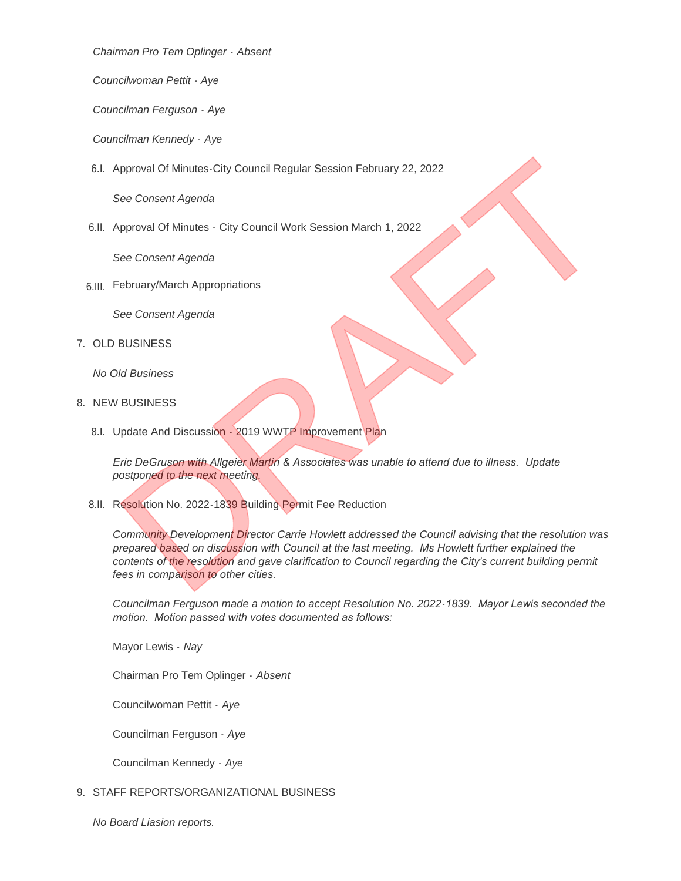*Chairman Pro Tem Oplinger - Absent*

*Councilwoman Pettit - Aye*

*Councilman Ferguson - Aye*

*Councilman Kennedy - Aye*

6.I. Approval Of Minutes-City Council Regular Session February 22, 2022

*See Consent Agenda*

6.II. Approval Of Minutes - City Council Work Session March 1, 2022

*See Consent Agenda*

6.III. February/March Appropriations

*See Consent Agenda*

7. OLD BUSINESS

*No Old Business*

8. NEW BUSINESS

8.I. Update And Discussion - 2019 WWTP Improvement Plan

*Eric DeGruson with Allgeier Martin & Associates was unable to attend due to illness. Update postponed to the next meeting.*

8.II. Resolution No. 2022-1839 Building Permit Fee Reduction

*Community Development Director Carrie Howlett addressed the Council advising that the resolution was prepared based on discussion with Council at the last meeting. Ms Howlett further explained the contents of the resolution and gave clarification to Council regarding the City's current building permit fees in comparison to other cities.*

*Councilman Ferguson made a motion to accept Resolution No. 2022-1839. Mayor Lewis seconded the motion. Motion passed with votes documented as follows:*

Mayor Lewis - *Nay*

Chairman Pro Tem Oplinger - *Absent*

Councilwoman Pettit - *Aye*

Councilman Ferguson - *Aye*

Councilman Kennedy - *Aye*

9. STAFF REPORTS/ORGANIZATIONAL BUSINESS

*No Board Liasion reports.*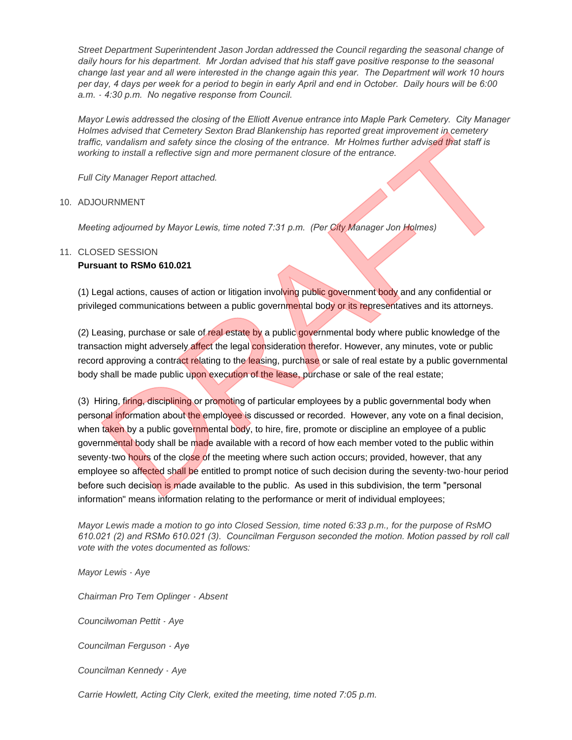*Street Department Superintendent Jason Jordan addressed the Council regarding the seasonal change of daily hours for his department. Mr Jordan advised that his staff gave positive response to the seasonal change last year and all were interested in the change again this year. The Department will work 10 hours per day, 4 days per week for a period to begin in early April and end in October. Daily hours will be 6:00 a.m. - 4:30 p.m. No negative response from Council.*

*Mayor Lewis addressed the closing of the Elliott Avenue entrance into Maple Park Cemetery. City Manager Holmes advised that Cemetery Sexton Brad Blankenship has reported great improvement in cemetery traffic, vandalism and safety since the closing of the entrance. Mr Holmes further advised that staff is working to install a reflective sign and more permanent closure of the entrance.*

*Full City Manager Report attached.*

10. ADJOURNMENT

    *Meeting adjourned by Mayor Lewis, time noted 7:31 p.m. (Per City Manager Jon Holmes)*

11. CLOSED SESSION
    **Pursuant to RSMo 610.021**

    (1) Legal actions, causes of action or litigation involving public government body and any confidential or privileged communications between a public governmental body or its representatives and its attorneys.

    (2) Leasing, purchase or sale of real estate by a public governmental body where public knowledge of the transaction might adversely affect the legal consideration therefor. However, any minutes, vote or public record approving a contract relating to the leasing, purchase or sale of real estate by a public governmental body shall be made public upon execution of the lease, purchase or sale of the real estate;

    (3) Hiring, firing, disciplining or promoting of particular employees by a public governmental body when personal information about the employee is discussed or recorded. However, any vote on a final decision, when taken by a public governmental body, to hire, fire, promote or discipline an employee of a public governmental body shall be made available with a record of how each member voted to the public within seventy-two hours of the close of the meeting where such action occurs; provided, however, that any employee so affected shall be entitled to prompt notice of such decision during the seventy-two-hour period before such decision is made available to the public. As used in this subdivision, the term "personal information" means information relating to the performance or merit of individual employees;

    *Mayor Lewis made a motion to go into Closed Session, time noted 6:33 p.m., for the purpose of RsMO 610.021 (2) and RSMo 610.021 (3). Councilman Ferguson seconded the motion. Motion passed by roll call vote with the votes documented as follows:*

    *Mayor Lewis - Aye*

    *Chairman Pro Tem Oplinger - Absent*

    *Councilwoman Pettit - Aye*

    *Councilman Ferguson - Aye*

    *Councilman Kennedy - Aye*

    *Carrie Howlett, Acting City Clerk, exited the meeting, time noted 7:05 p.m.*